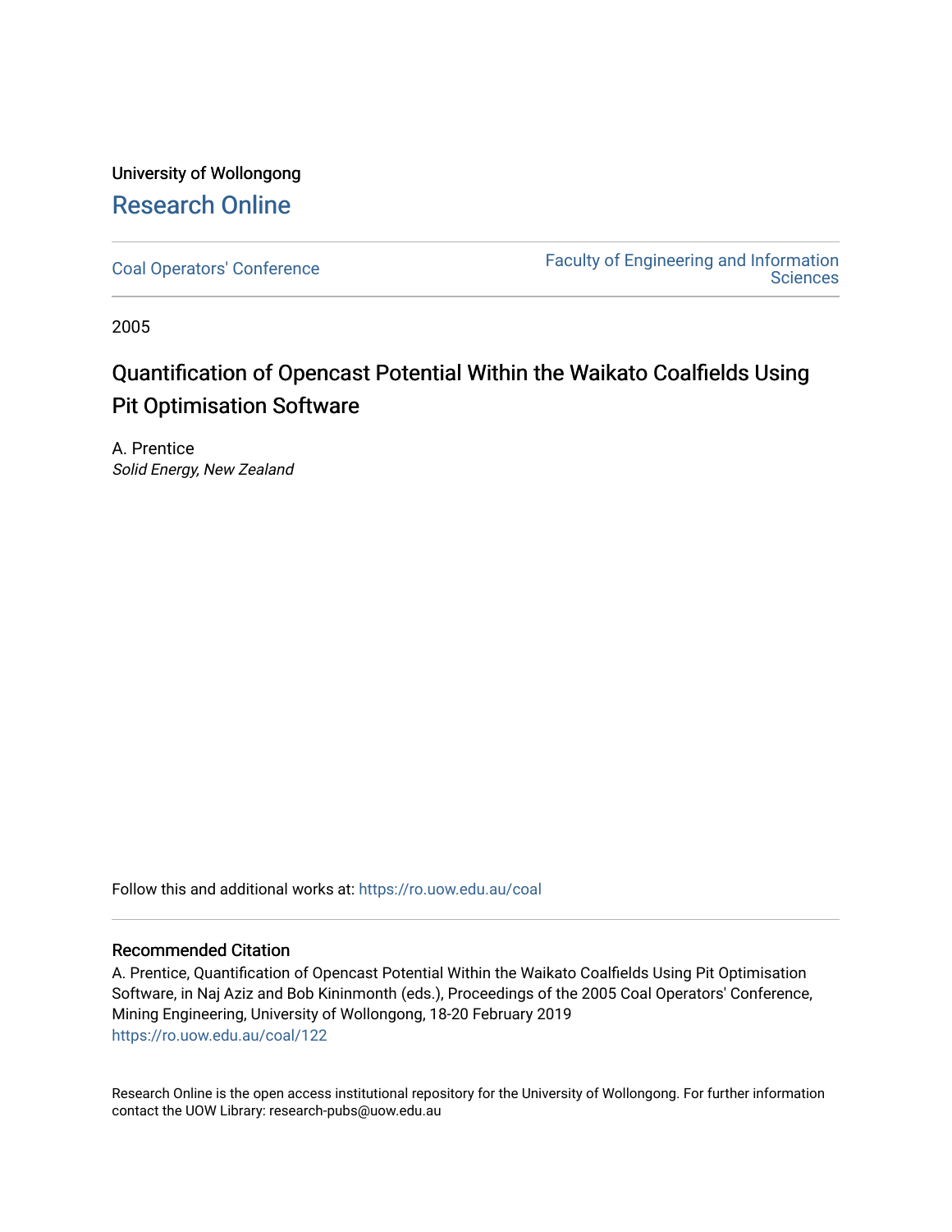University of Wollongong

# Research Online

Coal Operators' Conference

Faculty of Engineering and Information Sciences

2005

# Quantification of Opencast Potential Within the Waikato Coalfields Using Pit Optimisation Software

A. Prentice
*Solid Energy, New Zealand*

Follow this and additional works at: https://ro.uow.edu.au/coal

## Recommended Citation

A. Prentice, Quantification of Opencast Potential Within the Waikato Coalfields Using Pit Optimisation Software, in Naj Aziz and Bob Kininmonth (eds.), Proceedings of the 2005 Coal Operators' Conference, Mining Engineering, University of Wollongong, 18-20 February 2019
https://ro.uow.edu.au/coal/122

Research Online is the open access institutional repository for the University of Wollongong. For further information contact the UOW Library: research-pubs@uow.edu.au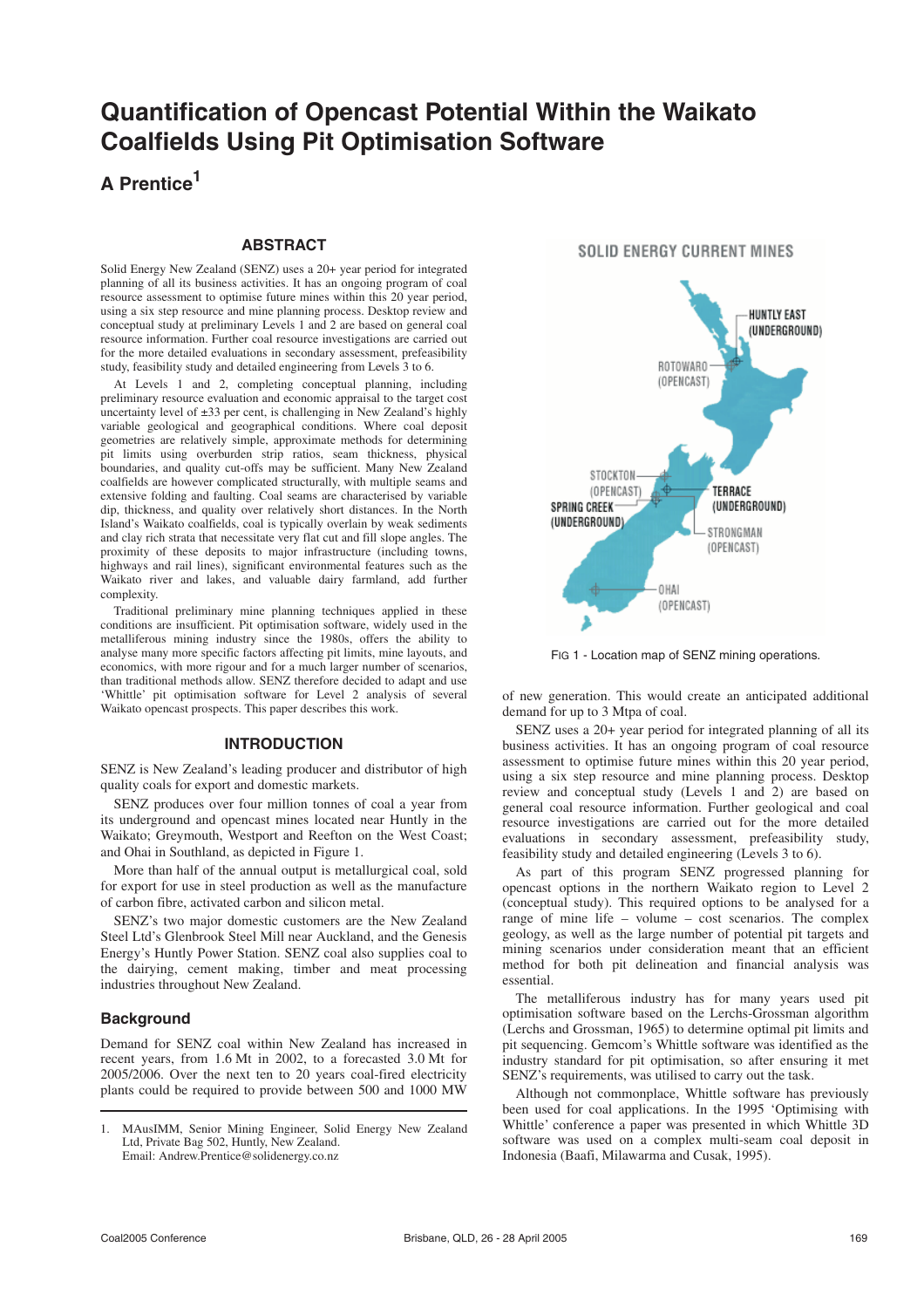# Quantification of Opencast Potential Within the Waikato Coalfields Using Pit Optimisation Software

## A Prentice[1]

### ABSTRACT

Solid Energy New Zealand (SENZ) uses a 20+ year period for integrated planning of all its business activities. It has an ongoing program of coal resource assessment to optimise future mines within this 20 year period, using a six step resource and mine planning process. Desktop review and conceptual study at preliminary Levels 1 and 2 are based on general coal resource information. Further coal resource investigations are carried out for the more detailed evaluations in secondary assessment, prefeasibility study, feasibility study and detailed engineering from Levels 3 to 6.

At Levels 1 and 2, completing conceptual planning, including preliminary resource evaluation and economic appraisal to the target cost uncertainty level of ±33 per cent, is challenging in New Zealand's highly variable geological and geographical conditions. Where coal deposit geometries are relatively simple, approximate methods for determining pit limits using overburden strip ratios, seam thickness, physical boundaries, and quality cut-offs may be sufficient. Many New Zealand coalfields are however complicated structurally, with multiple seams and extensive folding and faulting. Coal seams are characterised by variable dip, thickness, and quality over relatively short distances. In the North Island's Waikato coalfields, coal is typically overlain by weak sediments and clay rich strata that necessitate very flat cut and fill slope angles. The proximity of these deposits to major infrastructure (including towns, highways and rail lines), significant environmental features such as the Waikato river and lakes, and valuable dairy farmland, add further complexity.

Traditional preliminary mine planning techniques applied in these conditions are insufficient. Pit optimisation software, widely used in the metalliferous mining industry since the 1980s, offers the ability to analyse many more specific factors affecting pit limits, mine layouts, and economics, with more rigour and for a much larger number of scenarios, than traditional methods allow. SENZ therefore decided to adapt and use 'Whittle' pit optimisation software for Level 2 analysis of several Waikato opencast prospects. This paper describes this work.

### INTRODUCTION

SENZ is New Zealand's leading producer and distributor of high quality coals for export and domestic markets.

SENZ produces over four million tonnes of coal a year from its underground and opencast mines located near Huntly in the Waikato; Greymouth, Westport and Reefton on the West Coast; and Ohai in Southland, as depicted in Figure 1.

More than half of the annual output is metallurgical coal, sold for export for use in steel production as well as the manufacture of carbon fibre, activated carbon and silicon metal.

SENZ's two major domestic customers are the New Zealand Steel Ltd's Glenbrook Steel Mill near Auckland, and the Genesis Energy's Huntly Power Station. SENZ coal also supplies coal to the dairying, cement making, timber and meat processing industries throughout New Zealand.

#### Background

Demand for SENZ coal within New Zealand has increased in recent years, from 1.6 Mt in 2002, to a forecasted 3.0 Mt for 2005/2006. Over the next ten to 20 years coal-fired electricity plants could be required to provide between 500 and 1000 MW of new generation. This would create an anticipated additional demand for up to 3 Mtpa of coal.

SOLID ENERGY CURRENT MINES

HUNTLY EAST (UNDERGROUND)
ROTOWARO (OPENCAST)
STOCKTON (OPENCAST)
SPRING CREEK (UNDERGROUND)
TERRACE (UNDERGROUND)
STRONGMAN (OPENCAST)
OHAI (OPENCAST)

FIG 1 - Location map of SENZ mining operations.

SENZ uses a 20+ year period for integrated planning of all its business activities. It has an ongoing program of coal resource assessment to optimise future mines within this 20 year period, using a six step resource and mine planning process. Desktop review and conceptual study (Levels 1 and 2) are based on general coal resource information. Further geological and coal resource investigations are carried out for the more detailed evaluations in secondary assessment, prefeasibility study, feasibility study and detailed engineering (Levels 3 to 6).

As part of this program SENZ progressed planning for opencast options in the northern Waikato region to Level 2 (conceptual study). This required options to be analysed for a range of mine life – volume – cost scenarios. The complex geology, as well as the large number of potential pit targets and mining scenarios under consideration meant that an efficient method for both pit delineation and financial analysis was essential.

The metalliferous industry has for many years used pit optimisation software based on the Lerchs-Grossman algorithm (Lerchs and Grossman, 1965) to determine optimal pit limits and pit sequencing. Gemcom's Whittle software was identified as the industry standard for pit optimisation, so after ensuring it met SENZ's requirements, was utilised to carry out the task.

Although not commonplace, Whittle software has previously been used for coal applications. In the 1995 'Optimising with Whittle' conference a paper was presented in which Whittle 3D software was used on a complex multi-seam coal deposit in Indonesia (Baafi, Milawarma and Cusak, 1995).

---

1. MAusIMM, Senior Mining Engineer, Solid Energy New Zealand Ltd, Private Bag 502, Huntly, New Zealand. Email: Andrew.Prentice@solidenergy.co.nz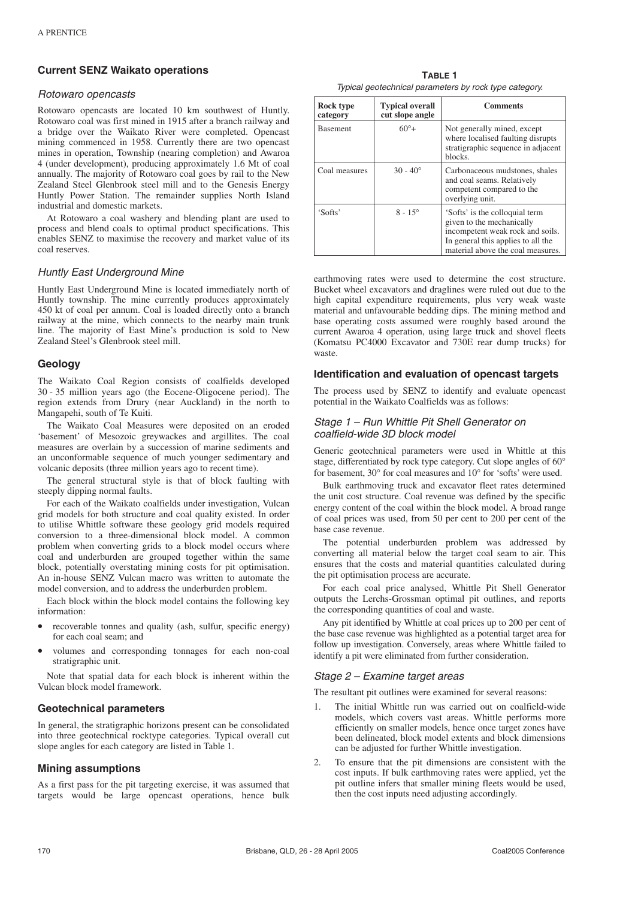## Current SENZ Waikato operations

### *Rotowaro opencasts*

Rotowaro opencasts are located 10 km southwest of Huntly. Rotowaro coal was first mined in 1915 after a branch railway and a bridge over the Waikato River were completed. Opencast mining commenced in 1958. Currently there are two opencast mines in operation, Township (nearing completion) and Awaroa 4 (under development), producing approximately 1.6 Mt of coal annually. The majority of Rotowaro coal goes by rail to the New Zealand Steel Glenbrook steel mill and to the Genesis Energy Huntly Power Station. The remainder supplies North Island industrial and domestic markets.

At Rotowaro a coal washery and blending plant are used to process and blend coals to optimal product specifications. This enables SENZ to maximise the recovery and market value of its coal reserves.

### *Huntly East Underground Mine*

Huntly East Underground Mine is located immediately north of Huntly township. The mine currently produces approximately 450 kt of coal per annum. Coal is loaded directly onto a branch railway at the mine, which connects to the nearby main trunk line. The majority of East Mine's production is sold to New Zealand Steel's Glenbrook steel mill.

## Geology

The Waikato Coal Region consists of coalfields developed 30 - 35 million years ago (the Eocene-Oligocene period). The region extends from Drury (near Auckland) in the north to Mangapehi, south of Te Kuiti.

The Waikato Coal Measures were deposited on an eroded 'basement' of Mesozoic greywackes and argillites. The coal measures are overlain by a succession of marine sediments and an unconformable sequence of much younger sedimentary and volcanic deposits (three million years ago to recent time).

The general structural style is that of block faulting with steeply dipping normal faults.

For each of the Waikato coalfields under investigation, Vulcan grid models for both structure and coal quality existed. In order to utilise Whittle software these geology grid models required conversion to a three-dimensional block model. A common problem when converting grids to a block model occurs where coal and underburden are grouped together within the same block, potentially overstating mining costs for pit optimisation. An in-house SENZ Vulcan macro was written to automate the model conversion, and to address the underburden problem.

Each block within the block model contains the following key information:

- recoverable tonnes and quality (ash, sulfur, specific energy) for each coal seam; and
- volumes and corresponding tonnages for each non-coal stratigraphic unit.

Note that spatial data for each block is inherent within the Vulcan block model framework.

## Geotechnical parameters

In general, the stratigraphic horizons present can be consolidated into three geotechnical rocktype categories. Typical overall cut slope angles for each category are listed in Table 1.

**TABLE 1**
*Typical geotechnical parameters by rock type category.*

| Rock type category | Typical overall cut slope angle | Comments |
|---|---|---|
| Basement | 60°+ | Not generally mined, except where localised faulting disrupts stratigraphic sequence in adjacent blocks. |
| Coal measures | 30 - 40° | Carbonaceous mudstones, shales and coal seams. Relatively competent compared to the overlying unit. |
| 'Softs' | 8 - 15° | 'Softs' is the colloquial term given to the mechanically incompetent weak rock and soils. In general this applies to all the material above the coal measures. |

## Mining assumptions

As a first pass for the pit targeting exercise, it was assumed that targets would be large opencast operations, hence bulk earthmoving rates were used to determine the cost structure. Bucket wheel excavators and draglines were ruled out due to the high capital expenditure requirements, plus very weak waste material and unfavourable bedding dips. The mining method and base operating costs assumed were roughly based around the current Awaroa 4 operation, using large truck and shovel fleets (Komatsu PC4000 Excavator and 730E rear dump trucks) for waste.

## Identification and evaluation of opencast targets

The process used by SENZ to identify and evaluate opencast potential in the Waikato Coalfields was as follows:

### *Stage 1 – Run Whittle Pit Shell Generator on coalfield-wide 3D block model*

Generic geotechnical parameters were used in Whittle at this stage, differentiated by rock type category. Cut slope angles of 60° for basement, 30° for coal measures and 10° for 'softs' were used.

Bulk earthmoving truck and excavator fleet rates determined the unit cost structure. Coal revenue was defined by the specific energy content of the coal within the block model. A broad range of coal prices was used, from 50 per cent to 200 per cent of the base case revenue.

The potential underburden problem was addressed by converting all material below the target coal seam to air. This ensures that the costs and material quantities calculated during the pit optimisation process are accurate.

For each coal price analysed, Whittle Pit Shell Generator outputs the Lerchs-Grossman optimal pit outlines, and reports the corresponding quantities of coal and waste.

Any pit identified by Whittle at coal prices up to 200 per cent of the base case revenue was highlighted as a potential target area for follow up investigation. Conversely, areas where Whittle failed to identify a pit were eliminated from further consideration.

### *Stage 2 – Examine target areas*

The resultant pit outlines were examined for several reasons:

1. The initial Whittle run was carried out on coalfield-wide models, which covers vast areas. Whittle performs more efficiently on smaller models, hence once target zones have been delineated, block model extents and block dimensions can be adjusted for further Whittle investigation.
2. To ensure that the pit dimensions are consistent with the cost inputs. If bulk earthmoving rates were applied, yet the pit outline infers that smaller mining fleets would be used, then the cost inputs need adjusting accordingly.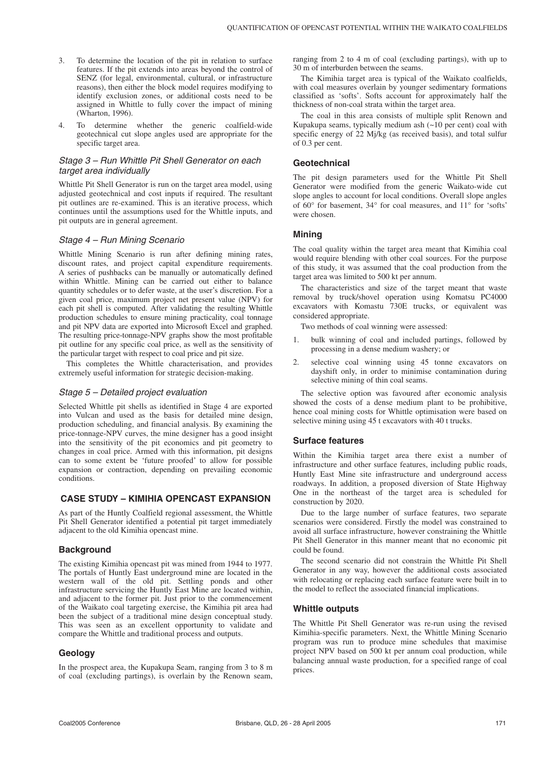3. To determine the location of the pit in relation to surface features. If the pit extends into areas beyond the control of SENZ (for legal, environmental, cultural, or infrastructure reasons), then either the block model requires modifying to identify exclusion zones, or additional costs need to be assigned in Whittle to fully cover the impact of mining (Wharton, 1996).
4. To determine whether the generic coalfield-wide geotechnical cut slope angles used are appropriate for the specific target area.

### *Stage 3 – Run Whittle Pit Shell Generator on each target area individually*

Whittle Pit Shell Generator is run on the target area model, using adjusted geotechnical and cost inputs if required. The resultant pit outlines are re-examined. This is an iterative process, which continues until the assumptions used for the Whittle inputs, and pit outputs are in general agreement.

### *Stage 4 – Run Mining Scenario*

Whittle Mining Scenario is run after defining mining rates, discount rates, and project capital expenditure requirements. A series of pushbacks can be manually or automatically defined within Whittle. Mining can be carried out either to balance quantity schedules or to defer waste, at the user's discretion. For a given coal price, maximum project net present value (NPV) for each pit shell is computed. After validating the resulting Whittle production schedules to ensure mining practicality, coal tonnage and pit NPV data are exported into Microsoft Excel and graphed. The resulting price-tonnage-NPV graphs show the most profitable pit outline for any specific coal price, as well as the sensitivity of the particular target with respect to coal price and pit size.

This completes the Whittle characterisation, and provides extremely useful information for strategic decision-making.

### *Stage 5 – Detailed project evaluation*

Selected Whittle pit shells as identified in Stage 4 are exported into Vulcan and used as the basis for detailed mine design, production scheduling, and financial analysis. By examining the price-tonnage-NPV curves, the mine designer has a good insight into the sensitivity of the pit economics and pit geometry to changes in coal price. Armed with this information, pit designs can to some extent be 'future proofed' to allow for possible expansion or contraction, depending on prevailing economic conditions.

## CASE STUDY – KIMIHIA OPENCAST EXPANSION

As part of the Huntly Coalfield regional assessment, the Whittle Pit Shell Generator identified a potential pit target immediately adjacent to the old Kimihia opencast mine.

### Background

The existing Kimihia opencast pit was mined from 1944 to 1977. The portals of Huntly East underground mine are located in the western wall of the old pit. Settling ponds and other infrastructure servicing the Huntly East Mine are located within, and adjacent to the former pit. Just prior to the commencement of the Waikato coal targeting exercise, the Kimihia pit area had been the subject of a traditional mine design conceptual study. This was seen as an excellent opportunity to validate and compare the Whittle and traditional process and outputs.

### Geology

In the prospect area, the Kupakupa Seam, ranging from 3 to 8 m of coal (excluding partings), is overlain by the Renown seam, ranging from 2 to 4 m of coal (excluding partings), with up to 30 m of interburden between the seams.

The Kimihia target area is typical of the Waikato coalfields, with coal measures overlain by younger sedimentary formations classified as 'softs'. Softs account for approximately half the thickness of non-coal strata within the target area.

The coal in this area consists of multiple split Renown and Kupakupa seams, typically medium ash (~10 per cent) coal with specific energy of 22 Mj/kg (as received basis), and total sulfur of 0.3 per cent.

### Geotechnical

The pit design parameters used for the Whittle Pit Shell Generator were modified from the generic Waikato-wide cut slope angles to account for local conditions. Overall slope angles of 60° for basement, 34° for coal measures, and 11° for 'softs' were chosen.

### Mining

The coal quality within the target area meant that Kimihia coal would require blending with other coal sources. For the purpose of this study, it was assumed that the coal production from the target area was limited to 500 kt per annum.

The characteristics and size of the target meant that waste removal by truck/shovel operation using Komatsu PC4000 excavators with Komastu 730E trucks, or equivalent was considered appropriate.

Two methods of coal winning were assessed:

1. bulk winning of coal and included partings, followed by processing in a dense medium washery; or
2. selective coal winning using 45 tonne excavators on dayshift only, in order to minimise contamination during selective mining of thin coal seams.

The selective option was favoured after economic analysis showed the costs of a dense medium plant to be prohibitive, hence coal mining costs for Whittle optimisation were based on selective mining using 45 t excavators with 40 t trucks.

### Surface features

Within the Kimihia target area there exist a number of infrastructure and other surface features, including public roads, Huntly East Mine site infrastructure and underground access roadways. In addition, a proposed diversion of State Highway One in the northeast of the target area is scheduled for construction by 2020.

Due to the large number of surface features, two separate scenarios were considered. Firstly the model was constrained to avoid all surface infrastructure, however constraining the Whittle Pit Shell Generator in this manner meant that no economic pit could be found.

The second scenario did not constrain the Whittle Pit Shell Generator in any way, however the additional costs associated with relocating or replacing each surface feature were built in to the model to reflect the associated financial implications.

### Whittle outputs

The Whittle Pit Shell Generator was re-run using the revised Kimihia-specific parameters. Next, the Whittle Mining Scenario program was run to produce mine schedules that maximise project NPV based on 500 kt per annum coal production, while balancing annual waste production, for a specified range of coal prices.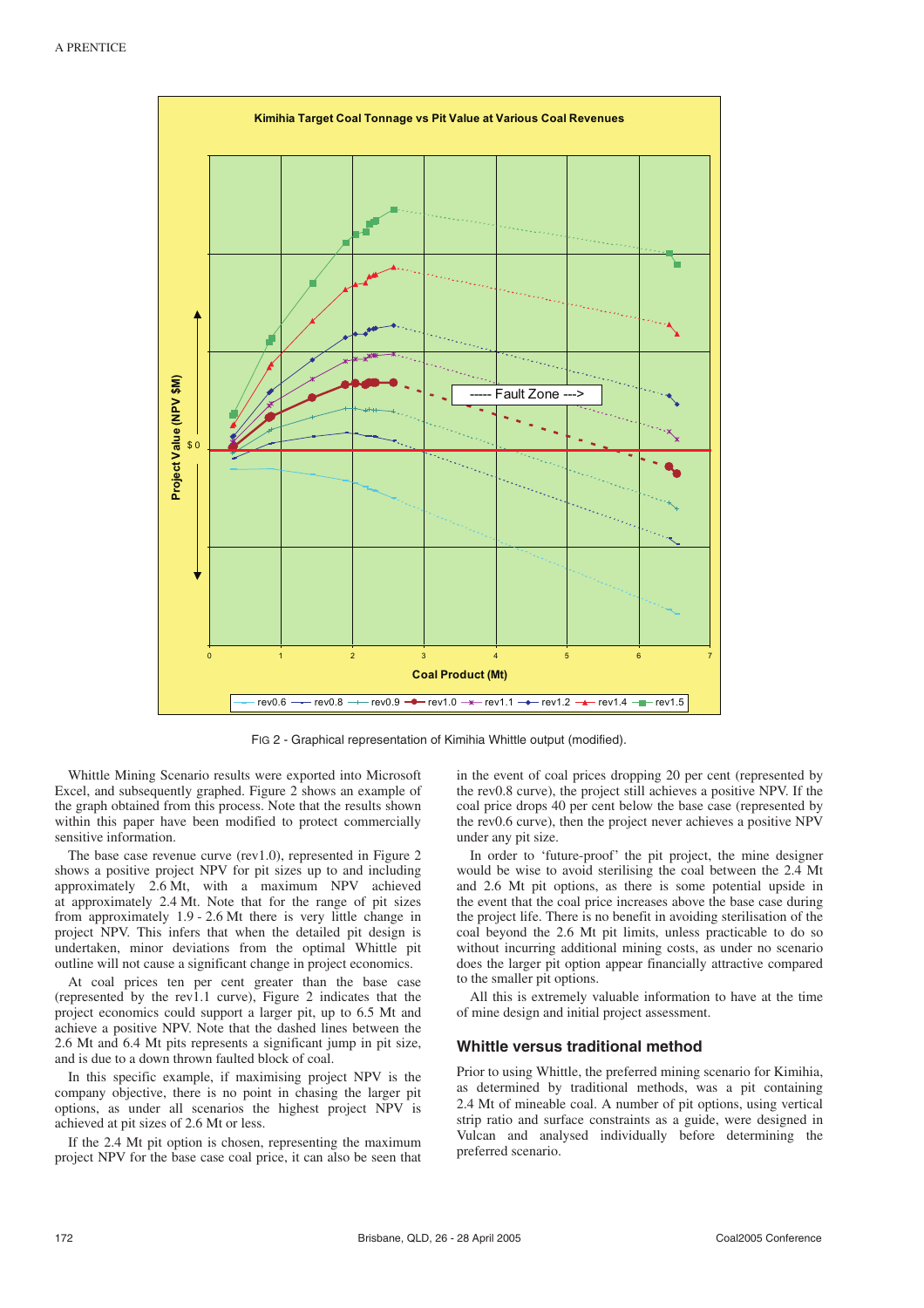FIG 2 - Graphical representation of Kimihia Whittle output (modified).

Whittle Mining Scenario results were exported into Microsoft Excel, and subsequently graphed. Figure 2 shows an example of the graph obtained from this process. Note that the results shown within this paper have been modified to protect commercially sensitive information.

The base case revenue curve (rev1.0), represented in Figure 2 shows a positive project NPV for pit sizes up to and including approximately 2.6 Mt, with a maximum NPV achieved at approximately 2.4 Mt. Note that for the range of pit sizes from approximately 1.9 - 2.6 Mt there is very little change in project NPV. This infers that when the detailed pit design is undertaken, minor deviations from the optimal Whittle pit outline will not cause a significant change in project economics.

At coal prices ten per cent greater than the base case (represented by the rev1.1 curve), Figure 2 indicates that the project economics could support a larger pit, up to 6.5 Mt and achieve a positive NPV. Note that the dashed lines between the 2.6 Mt and 6.4 Mt pits represents a significant jump in pit size, and is due to a down thrown faulted block of coal.

In this specific example, if maximising project NPV is the company objective, there is no point in chasing the larger pit options, as under all scenarios the highest project NPV is achieved at pit sizes of 2.6 Mt or less.

If the 2.4 Mt pit option is chosen, representing the maximum project NPV for the base case coal price, it can also be seen that in the event of coal prices dropping 20 per cent (represented by the rev0.8 curve), the project still achieves a positive NPV. If the coal price drops 40 per cent below the base case (represented by the rev0.6 curve), then the project never achieves a positive NPV under any pit size.

In order to 'future-proof' the pit project, the mine designer would be wise to avoid sterilising the coal between the 2.4 Mt and 2.6 Mt pit options, as there is some potential upside in the event that the coal price increases above the base case during the project life. There is no benefit in avoiding sterilisation of the coal beyond the 2.6 Mt pit limits, unless practicable to do so without incurring additional mining costs, as under no scenario does the larger pit option appear financially attractive compared to the smaller pit options.

All this is extremely valuable information to have at the time of mine design and initial project assessment.

## Whittle versus traditional method

Prior to using Whittle, the preferred mining scenario for Kimihia, as determined by traditional methods, was a pit containing 2.4 Mt of mineable coal. A number of pit options, using vertical strip ratio and surface constraints as a guide, were designed in Vulcan and analysed individually before determining the preferred scenario.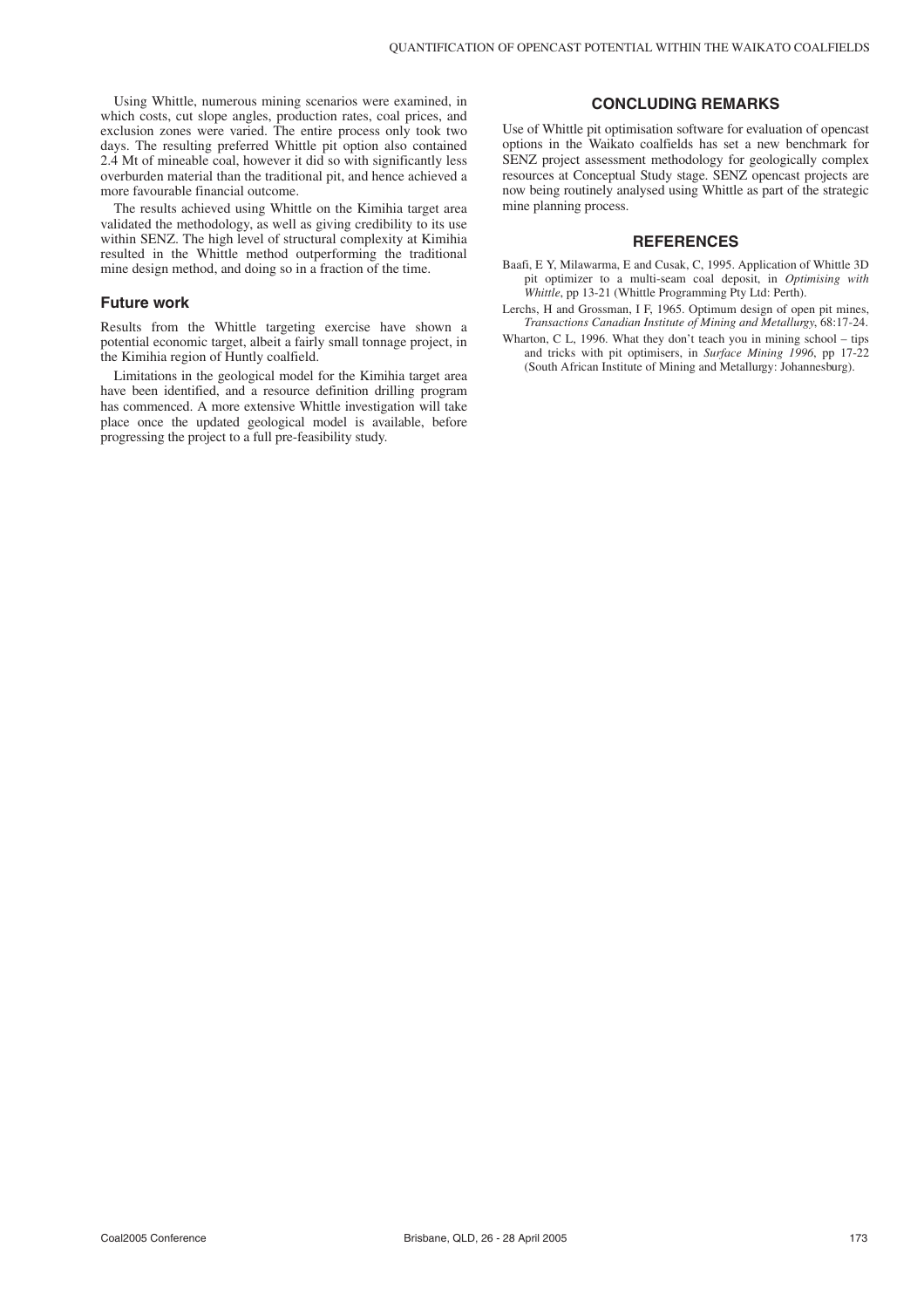Using Whittle, numerous mining scenarios were examined, in which costs, cut slope angles, production rates, coal prices, and exclusion zones were varied. The entire process only took two days. The resulting preferred Whittle pit option also contained 2.4 Mt of mineable coal, however it did so with significantly less overburden material than the traditional pit, and hence achieved a more favourable financial outcome.

The results achieved using Whittle on the Kimihia target area validated the methodology, as well as giving credibility to its use within SENZ. The high level of structural complexity at Kimihia resulted in the Whittle method outperforming the traditional mine design method, and doing so in a fraction of the time.

### Future work

Results from the Whittle targeting exercise have shown a potential economic target, albeit a fairly small tonnage project, in the Kimihia region of Huntly coalfield.

Limitations in the geological model for the Kimihia target area have been identified, and a resource definition drilling program has commenced. A more extensive Whittle investigation will take place once the updated geological model is available, before progressing the project to a full pre-feasibility study.

## CONCLUDING REMARKS

Use of Whittle pit optimisation software for evaluation of opencast options in the Waikato coalfields has set a new benchmark for SENZ project assessment methodology for geologically complex resources at Conceptual Study stage. SENZ opencast projects are now being routinely analysed using Whittle as part of the strategic mine planning process.

## REFERENCES

Baafi, E Y, Milawarma, E and Cusak, C, 1995. Application of Whittle 3D pit optimizer to a multi-seam coal deposit, in *Optimising with Whittle*, pp 13-21 (Whittle Programming Pty Ltd: Perth).

Lerchs, H and Grossman, I F, 1965. Optimum design of open pit mines, *Transactions Canadian Institute of Mining and Metallurgy*, 68:17-24.

Wharton, C L, 1996. What they don't teach you in mining school – tips and tricks with pit optimisers, in *Surface Mining 1996*, pp 17-22 (South African Institute of Mining and Metallurgy: Johannesburg).